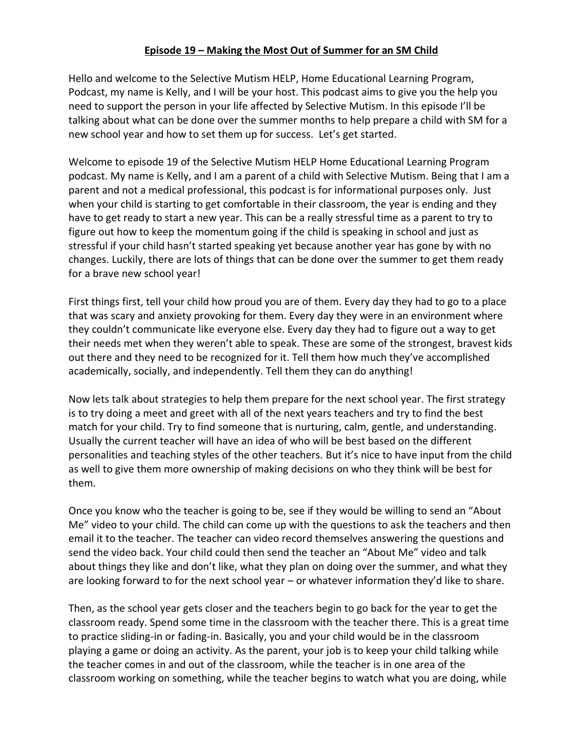# Episode 19 – Making the Most Out of Summer for an SM Child

Hello and welcome to the Selective Mutism HELP, Home Educational Learning Program, Podcast, my name is Kelly, and I will be your host. This podcast aims to give you the help you need to support the person in your life affected by Selective Mutism. In this episode I'll be talking about what can be done over the summer months to help prepare a child with SM for a new school year and how to set them up for success. Let's get started.

Welcome to episode 19 of the Selective Mutism HELP Home Educational Learning Program podcast. My name is Kelly, and I am a parent of a child with Selective Mutism. Being that I am a parent and not a medical professional, this podcast is for informational purposes only. Just when your child is starting to get comfortable in their classroom, the year is ending and they have to get ready to start a new year. This can be a really stressful time as a parent to try to figure out how to keep the momentum going if the child is speaking in school and just as stressful if your child hasn't started speaking yet because another year has gone by with no changes. Luckily, there are lots of things that can be done over the summer to get them ready for a brave new school year!

First things first, tell your child how proud you are of them. Every day they had to go to a place that was scary and anxiety provoking for them. Every day they were in an environment where they couldn't communicate like everyone else. Every day they had to figure out a way to get their needs met when they weren't able to speak. These are some of the strongest, bravest kids out there and they need to be recognized for it. Tell them how much they've accomplished academically, socially, and independently. Tell them they can do anything!

Now lets talk about strategies to help them prepare for the next school year. The first strategy is to try doing a meet and greet with all of the next years teachers and try to find the best match for your child. Try to find someone that is nurturing, calm, gentle, and understanding. Usually the current teacher will have an idea of who will be best based on the different personalities and teaching styles of the other teachers. But it's nice to have input from the child as well to give them more ownership of making decisions on who they think will be best for them.

Once you know who the teacher is going to be, see if they would be willing to send an "About Me" video to your child. The child can come up with the questions to ask the teachers and then email it to the teacher. The teacher can video record themselves answering the questions and send the video back. Your child could then send the teacher an "About Me" video and talk about things they like and don't like, what they plan on doing over the summer, and what they are looking forward to for the next school year – or whatever information they'd like to share.

Then, as the school year gets closer and the teachers begin to go back for the year to get the classroom ready. Spend some time in the classroom with the teacher there. This is a great time to practice sliding-in or fading-in. Basically, you and your child would be in the classroom playing a game or doing an activity. As the parent, your job is to keep your child talking while the teacher comes in and out of the classroom, while the teacher is in one area of the classroom working on something, while the teacher begins to watch what you are doing, while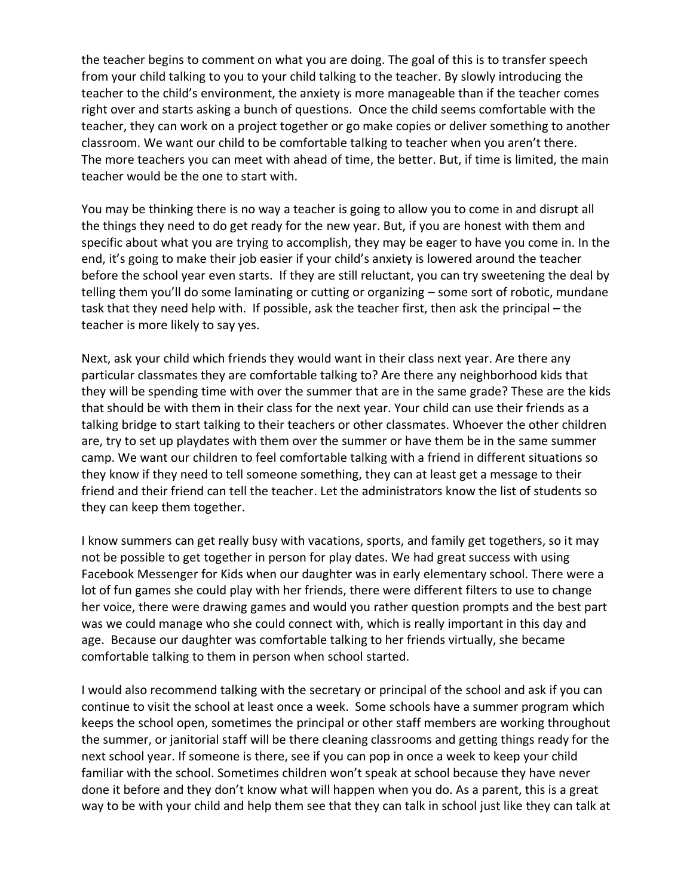the teacher begins to comment on what you are doing. The goal of this is to transfer speech from your child talking to you to your child talking to the teacher. By slowly introducing the teacher to the child's environment, the anxiety is more manageable than if the teacher comes right over and starts asking a bunch of questions. Once the child seems comfortable with the teacher, they can work on a project together or go make copies or deliver something to another classroom. We want our child to be comfortable talking to teacher when you aren't there. The more teachers you can meet with ahead of time, the better. But, if time is limited, the main teacher would be the one to start with.

You may be thinking there is no way a teacher is going to allow you to come in and disrupt all the things they need to do get ready for the new year. But, if you are honest with them and specific about what you are trying to accomplish, they may be eager to have you come in. In the end, it's going to make their job easier if your child's anxiety is lowered around the teacher before the school year even starts. If they are still reluctant, you can try sweetening the deal by telling them you'll do some laminating or cutting or organizing – some sort of robotic, mundane task that they need help with. If possible, ask the teacher first, then ask the principal – the teacher is more likely to say yes.

Next, ask your child which friends they would want in their class next year. Are there any particular classmates they are comfortable talking to? Are there any neighborhood kids that they will be spending time with over the summer that are in the same grade? These are the kids that should be with them in their class for the next year. Your child can use their friends as a talking bridge to start talking to their teachers or other classmates. Whoever the other children are, try to set up playdates with them over the summer or have them be in the same summer camp. We want our children to feel comfortable talking with a friend in different situations so they know if they need to tell someone something, they can at least get a message to their friend and their friend can tell the teacher. Let the administrators know the list of students so they can keep them together.

I know summers can get really busy with vacations, sports, and family get togethers, so it may not be possible to get together in person for play dates. We had great success with using Facebook Messenger for Kids when our daughter was in early elementary school. There were a lot of fun games she could play with her friends, there were different filters to use to change her voice, there were drawing games and would you rather question prompts and the best part was we could manage who she could connect with, which is really important in this day and age. Because our daughter was comfortable talking to her friends virtually, she became comfortable talking to them in person when school started.

I would also recommend talking with the secretary or principal of the school and ask if you can continue to visit the school at least once a week. Some schools have a summer program which keeps the school open, sometimes the principal or other staff members are working throughout the summer, or janitorial staff will be there cleaning classrooms and getting things ready for the next school year. If someone is there, see if you can pop in once a week to keep your child familiar with the school. Sometimes children won't speak at school because they have never done it before and they don't know what will happen when you do. As a parent, this is a great way to be with your child and help them see that they can talk in school just like they can talk at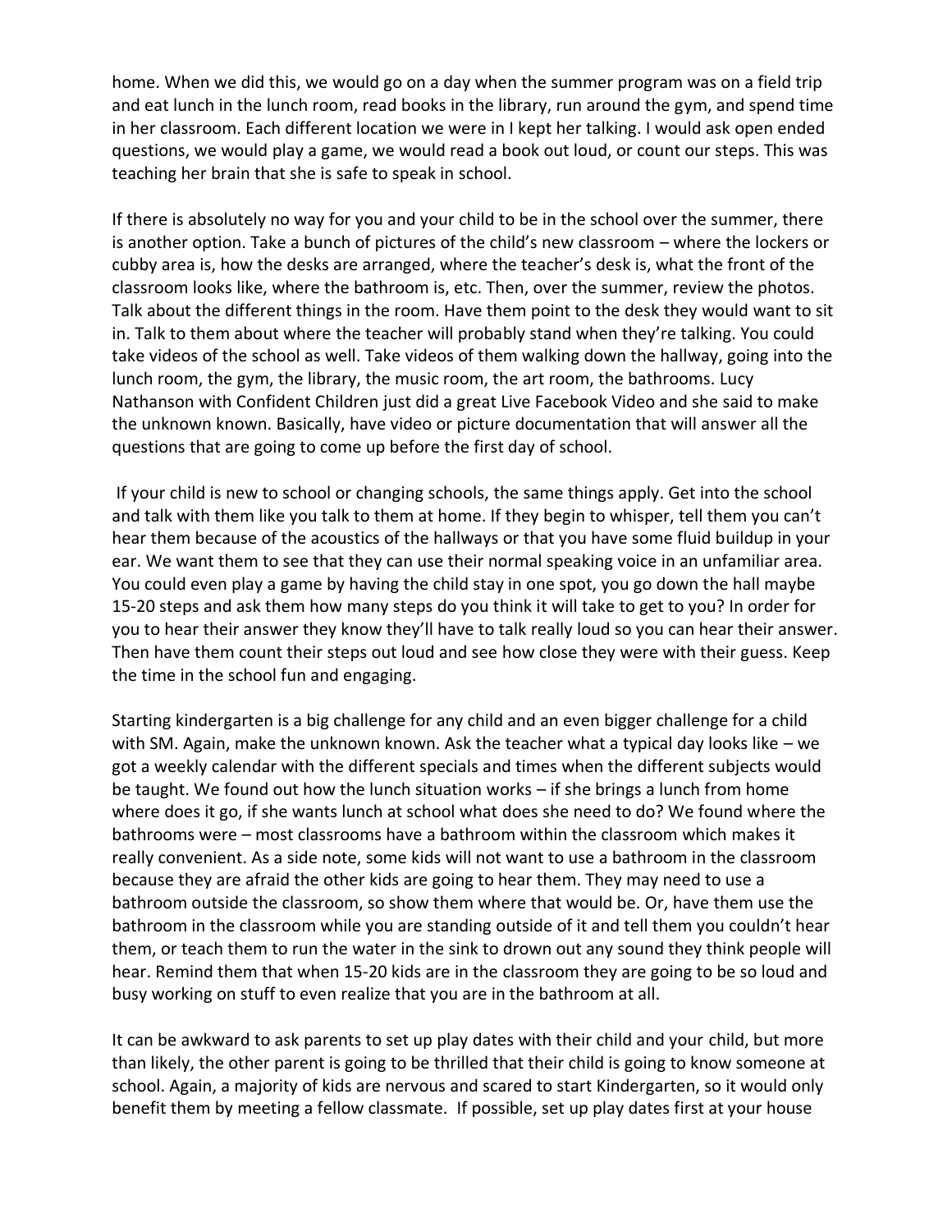home. When we did this, we would go on a day when the summer program was on a field trip and eat lunch in the lunch room, read books in the library, run around the gym, and spend time in her classroom. Each different location we were in I kept her talking. I would ask open ended questions, we would play a game, we would read a book out loud, or count our steps. This was teaching her brain that she is safe to speak in school.

If there is absolutely no way for you and your child to be in the school over the summer, there is another option. Take a bunch of pictures of the child's new classroom – where the lockers or cubby area is, how the desks are arranged, where the teacher's desk is, what the front of the classroom looks like, where the bathroom is, etc. Then, over the summer, review the photos. Talk about the different things in the room. Have them point to the desk they would want to sit in. Talk to them about where the teacher will probably stand when they're talking. You could take videos of the school as well. Take videos of them walking down the hallway, going into the lunch room, the gym, the library, the music room, the art room, the bathrooms. Lucy Nathanson with Confident Children just did a great Live Facebook Video and she said to make the unknown known. Basically, have video or picture documentation that will answer all the questions that are going to come up before the first day of school.

If your child is new to school or changing schools, the same things apply. Get into the school and talk with them like you talk to them at home. If they begin to whisper, tell them you can't hear them because of the acoustics of the hallways or that you have some fluid buildup in your ear. We want them to see that they can use their normal speaking voice in an unfamiliar area. You could even play a game by having the child stay in one spot, you go down the hall maybe 15-20 steps and ask them how many steps do you think it will take to get to you? In order for you to hear their answer they know they'll have to talk really loud so you can hear their answer. Then have them count their steps out loud and see how close they were with their guess. Keep the time in the school fun and engaging.

Starting kindergarten is a big challenge for any child and an even bigger challenge for a child with SM. Again, make the unknown known. Ask the teacher what a typical day looks like – we got a weekly calendar with the different specials and times when the different subjects would be taught. We found out how the lunch situation works – if she brings a lunch from home where does it go, if she wants lunch at school what does she need to do? We found where the bathrooms were – most classrooms have a bathroom within the classroom which makes it really convenient. As a side note, some kids will not want to use a bathroom in the classroom because they are afraid the other kids are going to hear them. They may need to use a bathroom outside the classroom, so show them where that would be. Or, have them use the bathroom in the classroom while you are standing outside of it and tell them you couldn't hear them, or teach them to run the water in the sink to drown out any sound they think people will hear. Remind them that when 15-20 kids are in the classroom they are going to be so loud and busy working on stuff to even realize that you are in the bathroom at all.

It can be awkward to ask parents to set up play dates with their child and your child, but more than likely, the other parent is going to be thrilled that their child is going to know someone at school. Again, a majority of kids are nervous and scared to start Kindergarten, so it would only benefit them by meeting a fellow classmate. If possible, set up play dates first at your house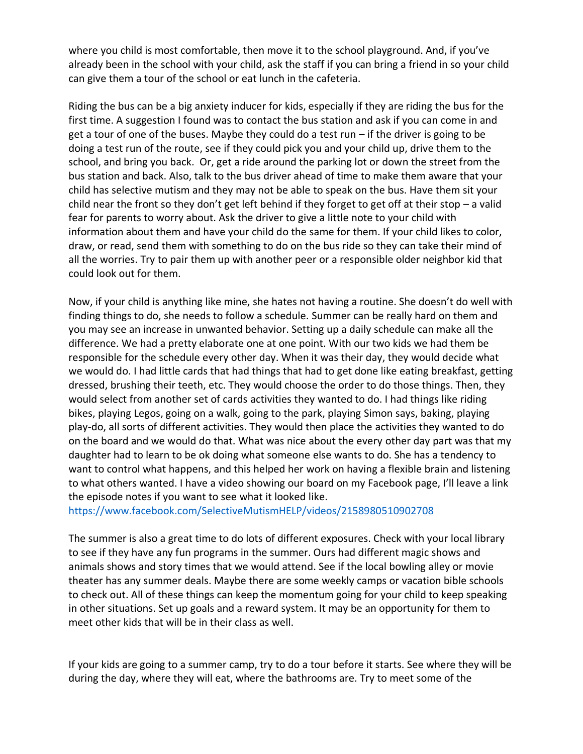where you child is most comfortable, then move it to the school playground. And, if you've already been in the school with your child, ask the staff if you can bring a friend in so your child can give them a tour of the school or eat lunch in the cafeteria.

Riding the bus can be a big anxiety inducer for kids, especially if they are riding the bus for the first time. A suggestion I found was to contact the bus station and ask if you can come in and get a tour of one of the buses. Maybe they could do a test run – if the driver is going to be doing a test run of the route, see if they could pick you and your child up, drive them to the school, and bring you back.  Or, get a ride around the parking lot or down the street from the bus station and back. Also, talk to the bus driver ahead of time to make them aware that your child has selective mutism and they may not be able to speak on the bus. Have them sit your child near the front so they don't get left behind if they forget to get off at their stop – a valid fear for parents to worry about. Ask the driver to give a little note to your child with information about them and have your child do the same for them. If your child likes to color, draw, or read, send them with something to do on the bus ride so they can take their mind of all the worries. Try to pair them up with another peer or a responsible older neighbor kid that could look out for them.

Now, if your child is anything like mine, she hates not having a routine. She doesn't do well with finding things to do, she needs to follow a schedule. Summer can be really hard on them and you may see an increase in unwanted behavior. Setting up a daily schedule can make all the difference. We had a pretty elaborate one at one point. With our two kids we had them be responsible for the schedule every other day. When it was their day, they would decide what we would do. I had little cards that had things that had to get done like eating breakfast, getting dressed, brushing their teeth, etc. They would choose the order to do those things. Then, they would select from another set of cards activities they wanted to do. I had things like riding bikes, playing Legos, going on a walk, going to the park, playing Simon says, baking, playing play-do, all sorts of different activities. They would then place the activities they wanted to do on the board and we would do that. What was nice about the every other day part was that my daughter had to learn to be ok doing what someone else wants to do. She has a tendency to want to control what happens, and this helped her work on having a flexible brain and listening to what others wanted. I have a video showing our board on my Facebook page, I'll leave a link the episode notes if you want to see what it looked like.
https://www.facebook.com/SelectiveMutismHELP/videos/2158980510902708

The summer is also a great time to do lots of different exposures. Check with your local library to see if they have any fun programs in the summer. Ours had different magic shows and animals shows and story times that we would attend. See if the local bowling alley or movie theater has any summer deals. Maybe there are some weekly camps or vacation bible schools to check out. All of these things can keep the momentum going for your child to keep speaking in other situations. Set up goals and a reward system. It may be an opportunity for them to meet other kids that will be in their class as well.

If your kids are going to a summer camp, try to do a tour before it starts. See where they will be during the day, where they will eat, where the bathrooms are. Try to meet some of the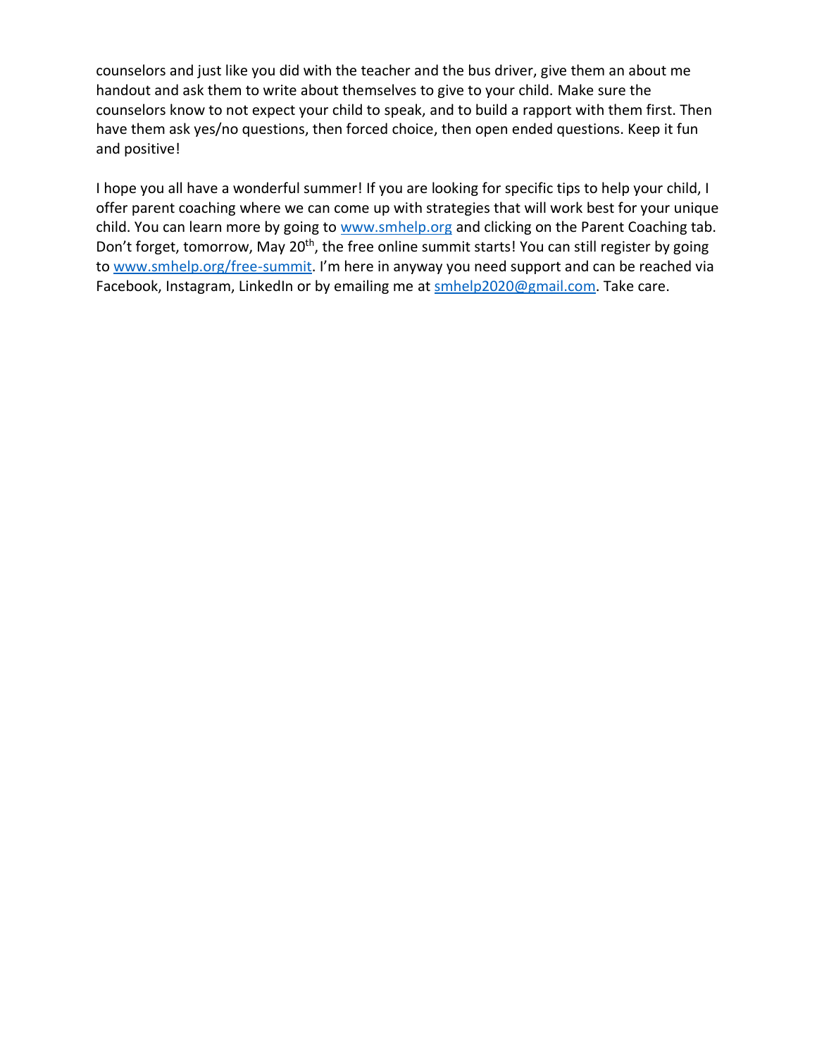counselors and just like you did with the teacher and the bus driver, give them an about me handout and ask them to write about themselves to give to your child. Make sure the counselors know to not expect your child to speak, and to build a rapport with them first. Then have them ask yes/no questions, then forced choice, then open ended questions. Keep it fun and positive!

I hope you all have a wonderful summer! If you are looking for specific tips to help your child, I offer parent coaching where we can come up with strategies that will work best for your unique child. You can learn more by going to [www.smhelp.org](http://www.smhelp.org) and clicking on the Parent Coaching tab. Don't forget, tomorrow, May 20th, the free online summit starts! You can still register by going to [www.smhelp.org/free-summit](http://www.smhelp.org/free-summit). I'm here in anyway you need support and can be reached via Facebook, Instagram, LinkedIn or by emailing me at [smhelp2020@gmail.com](mailto:smhelp2020@gmail.com). Take care.